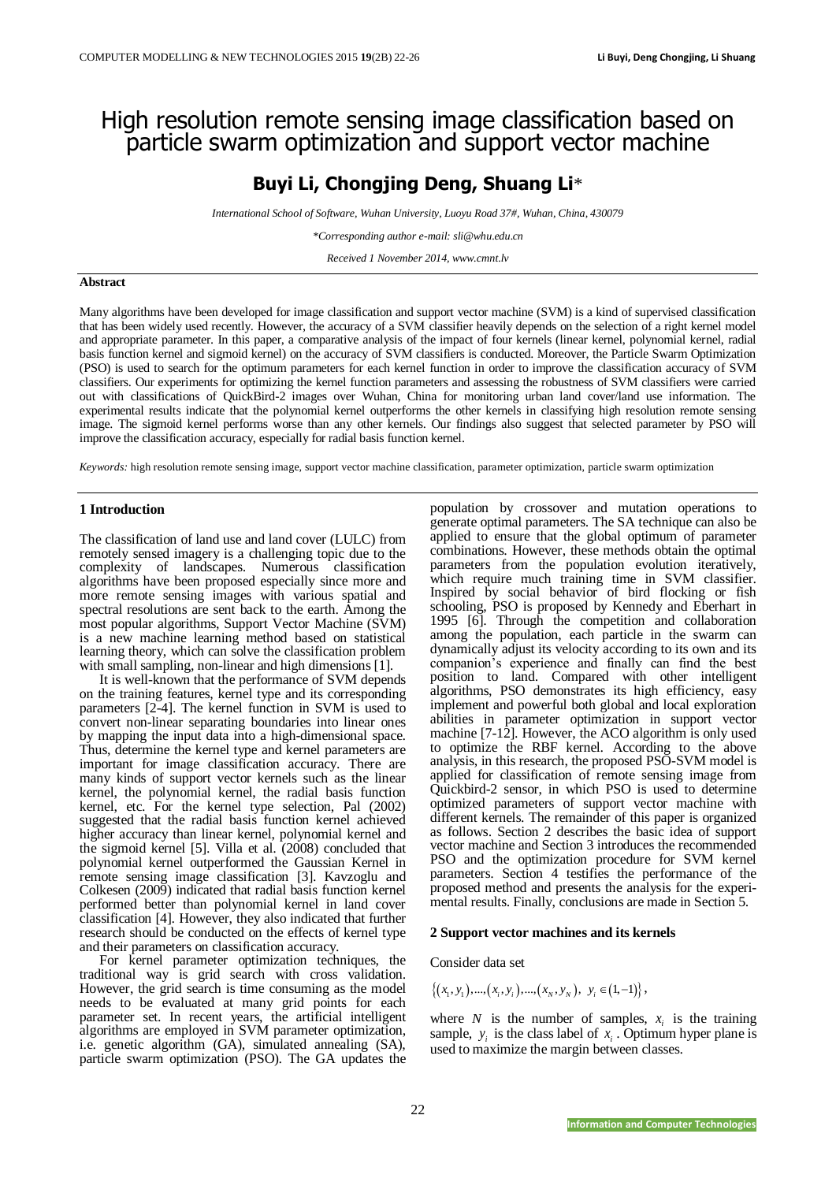# High resolution remote sensing image classification based on particle swarm optimization and support vector machine

## Buyi Li, Chongjing Deng, Shuang Li*

*International School of Software, Wuhan University, Luoyu Road 37#, Wuhan, China, 430079*

*\*Corresponding author e-mail: sli@whu.edu.cn*

*Received 1 November 2014, www.cmnt.lv*

### Abstract

Many algorithms have been developed for image classification and support vector machine (SVM) is a kind of supervised classification that has been widely used recently. However, the accuracy of a SVM classifier heavily depends on the selection of a right kernel model and appropriate parameter. In this paper, a comparative analysis of the impact of four kernels (linear kernel, polynomial kernel, radial basis function kernel and sigmoid kernel) on the accuracy of SVM classifiers is conducted. Moreover, the Particle Swarm Optimization (PSO) is used to search for the optimum parameters for each kernel function in order to improve the classification accuracy of SVM classifiers. Our experiments for optimizing the kernel function parameters and assessing the robustness of SVM classifiers were carried out with classifications of QuickBird-2 images over Wuhan, China for monitoring urban land cover/land use information. The experimental results indicate that the polynomial kernel outperforms the other kernels in classifying high resolution remote sensing image. The sigmoid kernel performs worse than any other kernels. Our findings also suggest that selected parameter by PSO will improve the classification accuracy, especially for radial basis function kernel.

*Keywords:* high resolution remote sensing image, support vector machine classification, parameter optimization, particle swarm optimization

### 1 Introduction

The classification of land use and land cover (LULC) from remotely sensed imagery is a challenging topic due to the complexity of landscapes. Numerous classification algorithms have been proposed especially since more and more remote sensing images with various spatial and spectral resolutions are sent back to the earth. Among the most popular algorithms, Support Vector Machine (SVM) is a new machine learning method based on statistical learning theory, which can solve the classification problem with small sampling, non-linear and high dimensions [1].

It is well-known that the performance of SVM depends on the training features, kernel type and its corresponding parameters [2-4]. The kernel function in SVM is used to convert non-linear separating boundaries into linear ones by mapping the input data into a high-dimensional space. Thus, determine the kernel type and kernel parameters are important for image classification accuracy. There are many kinds of support vector kernels such as the linear kernel, the polynomial kernel, the radial basis function kernel, etc. For the kernel type selection, Pal (2002) suggested that the radial basis function kernel achieved higher accuracy than linear kernel, polynomial kernel and the sigmoid kernel [5]. Villa et al. (2008) concluded that polynomial kernel outperformed the Gaussian Kernel in remote sensing image classification [3]. Kavzoglu and Colkesen (2009) indicated that radial basis function kernel performed better than polynomial kernel in land cover classification [4]. However, they also indicated that further research should be conducted on the effects of kernel type and their parameters on classification accuracy.

For kernel parameter optimization techniques, the traditional way is grid search with cross validation. However, the grid search is time consuming as the model needs to be evaluated at many grid points for each parameter set. In recent years, the artificial intelligent algorithms are employed in SVM parameter optimization, i.e. genetic algorithm (GA), simulated annealing (SA), particle swarm optimization (PSO). The GA updates the population by crossover and mutation operations to generate optimal parameters. The SA technique can also be applied to ensure that the global optimum of parameter combinations. However, these methods obtain the optimal parameters from the population evolution iteratively, which require much training time in SVM classifier. Inspired by social behavior of bird flocking or fish schooling, PSO is proposed by Kennedy and Eberhart in 1995 [6]. Through the competition and collaboration among the population, each particle in the swarm can dynamically adjust its velocity according to its own and its companion's experience and finally can find the best position to land. Compared with other intelligent algorithms, PSO demonstrates its high efficiency, easy implement and powerful both global and local exploration abilities in parameter optimization in support vector machine [7-12]. However, the ACO algorithm is only used to optimize the RBF kernel. According to the above analysis, in this research, the proposed PSO-SVM model is applied for classification of remote sensing image from Quickbird-2 sensor, in which PSO is used to determine optimized parameters of support vector machine with different kernels. The remainder of this paper is organized as follows. Section 2 describes the basic idea of support vector machine and Section 3 introduces the recommended PSO and the optimization procedure for SVM kernel parameters. Section 4 testifies the performance of the proposed method and presents the analysis for the experimental results. Finally, conclusions are made in Section 5.

### 2 Support vector machines and its kernels

Consider data set

$$\{(x_1, y_1),...,(x_i, y_i),...,(x_N, y_N),\ y_i \in (1,-1)\},$$

where $N$ is the number of samples, $x_i$ is the training sample, $y_i$ is the class label of $x_i$. Optimum hyper plane is used to maximize the margin between classes.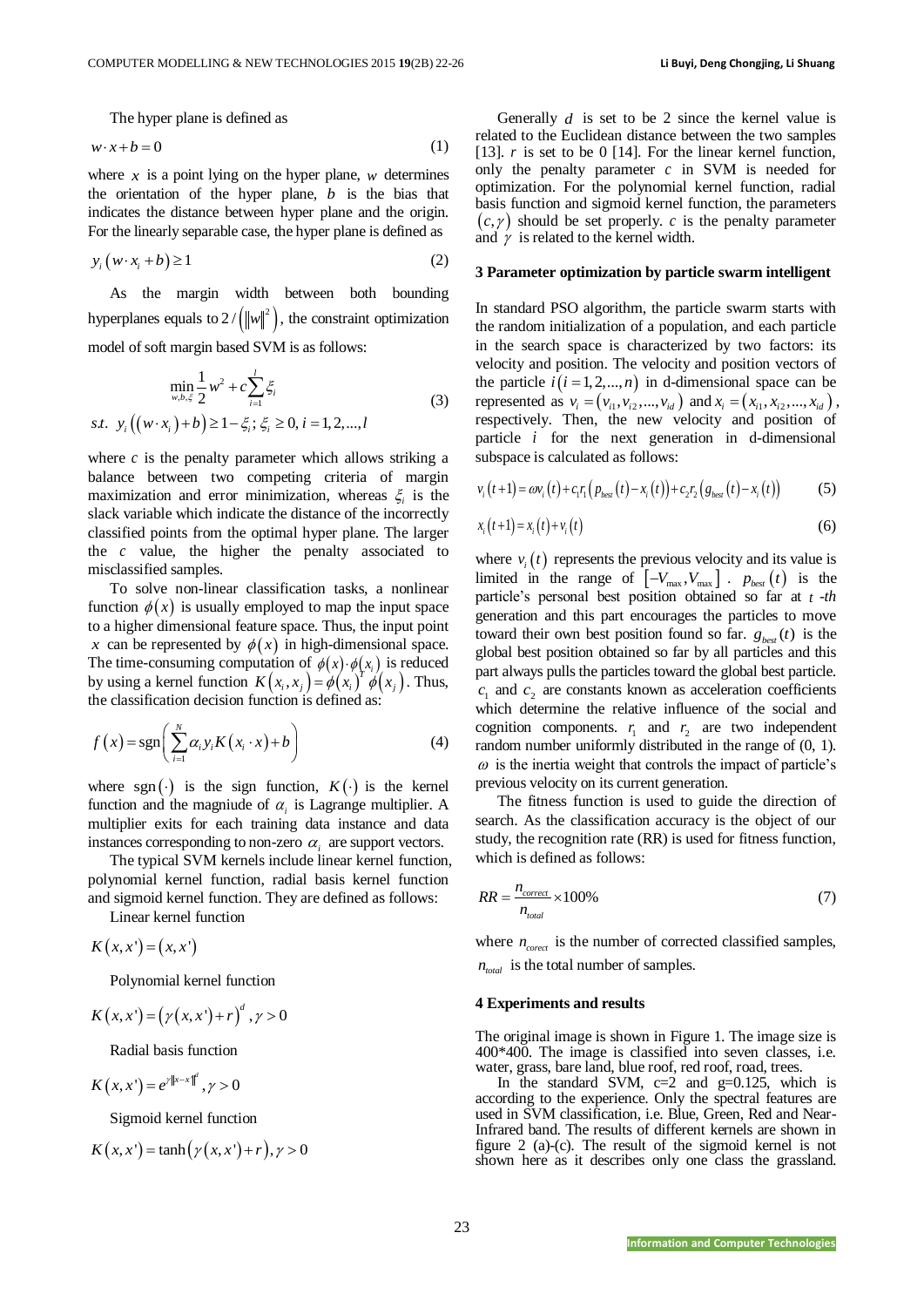The hyper plane is defined as

$$w \cdot x + b = 0 \tag{1}$$

where $x$ is a point lying on the hyper plane, $w$ determines the orientation of the hyper plane, $b$ is the bias that indicates the distance between hyper plane and the origin. For the linearly separable case, the hyper plane is defined as

$$y_i\left(w \cdot x_i + b\right) \geq 1 \tag{2}$$

As the margin width between both bounding hyperplanes equals to $2/\left(\|w\|^2\right)$, the constraint optimization model of soft margin based SVM is as follows:

$$\begin{aligned} &\min_{w,b,\xi} \frac{1}{2} w^2 + c\sum_{i=1}^{l} \xi_i \\ &s.t.\ \ y_i\left(\left(w \cdot x_i\right) + b\right) \geq 1 - \xi_i;\ \xi_i \geq 0,\ i = 1,2,...,l \end{aligned} \tag{3}$$

where $c$ is the penalty parameter which allows striking a balance between two competing criteria of margin maximization and error minimization, whereas $\xi_i$ is the slack variable which indicate the distance of the incorrectly classified points from the optimal hyper plane. The larger the $c$ value, the higher the penalty associated to misclassified samples.

To solve non-linear classification tasks, a nonlinear function $\phi(x)$ is usually employed to map the input space to a higher dimensional feature space. Thus, the input point $x$ can be represented by $\phi(x)$ in high-dimensional space. The time-consuming computation of $\phi(x) \cdot \phi(x_j)$ is reduced by using a kernel function $K\left(x_i, x_j\right) = \phi\left(x_i\right)^T \phi\left(x_j\right)$. Thus, the classification decision function is defined as:

$$f\left(x\right) = \operatorname{sgn}\left(\sum_{i=1}^{N} \alpha_i y_i K\left(x_i \cdot x\right) + b\right) \tag{4}$$

where $\operatorname{sgn}(\cdot)$ is the sign function, $K(\cdot)$ is the kernel function and the magniude of $\alpha_i$ is Lagrange multiplier. A multiplier exits for each training data instance and data instances corresponding to non-zero $\alpha_i$ are support vectors.

The typical SVM kernels include linear kernel function, polynomial kernel function, radial basis kernel function and sigmoid kernel function. They are defined as follows:

Linear kernel function

$$K\left(x, x'\right) = \left(x, x'\right)$$

Polynomial kernel function

$$K\left(x, x'\right) = \left(\gamma\left(x, x'\right) + r\right)^d, \gamma > 0$$

Radial basis function

$$K\left(x, x'\right) = e^{\gamma\|x - x'\|^d}, \gamma > 0$$

Sigmoid kernel function

$$K\left(x, x'\right) = \tanh\left(\gamma\left(x, x'\right) + r\right), \gamma > 0$$

Generally $d$ is set to be 2 since the kernel value is related to the Euclidean distance between the two samples [13]. $r$ is set to be 0 [14]. For the linear kernel function, only the penalty parameter $c$ in SVM is needed for optimization. For the polynomial kernel function, radial basis function and sigmoid kernel function, the parameters $(c, \gamma)$ should be set properly. $c$ is the penalty parameter and $\gamma$ is related to the kernel width.

## 3 Parameter optimization by particle swarm intelligent

In standard PSO algorithm, the particle swarm starts with the random initialization of a population, and each particle in the search space is characterized by two factors: its velocity and position. The velocity and position vectors of the particle $i\left(i = 1,2,...,n\right)$ in d-dimensional space can be represented as $v_i = \left(v_{i1}, v_{i2}, ..., v_{id}\right)$ and $x_i = \left(x_{i1}, x_{i2}, ..., x_{id}\right)$, respectively. Then, the new velocity and position of particle $i$ for the next generation in d-dimensional subspace is calculated as follows:

$$v_i\left(t+1\right) = \omega v_i\left(t\right) + c_1 r_1\left(p_{best}\left(t\right) - x_i\left(t\right)\right) + c_2 r_2\left(g_{best}\left(t\right) - x_i\left(t\right)\right) \tag{5}$$

$$x_i\left(t+1\right) = x_i\left(t\right) + v_i\left(t\right) \tag{6}$$

where $v_i(t)$ represents the previous velocity and its value is limited in the range of $\left[-V_{\max}, V_{\max}\right]$. $p_{best}(t)$ is the particle's personal best position obtained so far at $t$ -*th* generation and this part encourages the particles to move toward their own best position found so far. $g_{best}(t)$ is the global best position obtained so far by all particles and this part always pulls the particles toward the global best particle. $c_1$ and $c_2$ are constants known as acceleration coefficients which determine the relative influence of the social and cognition components. $r_1$ and $r_2$ are two independent random number uniformly distributed in the range of (0, 1). $\omega$ is the inertia weight that controls the impact of particle's previous velocity on its current generation.

The fitness function is used to guide the direction of search. As the classification accuracy is the object of our study, the recognition rate (RR) is used for fitness function, which is defined as follows:

$$RR = \frac{n_{correct}}{n_{total}} \times 100\% \tag{7}$$

where $n_{corect}$ is the number of corrected classified samples, $n_{total}$ is the total number of samples.

## 4 Experiments and results

The original image is shown in Figure 1. The image size is 400*400. The image is classified into seven classes, i.e. water, grass, bare land, blue roof, red roof, road, trees.

In the standard SVM, c=2 and g=0.125, which is according to the experience. Only the spectral features are used in SVM classification, i.e. Blue, Green, Red and Near-Infrared band. The results of different kernels are shown in figure 2 (a)-(c). The result of the sigmoid kernel is not shown here as it describes only one class the grassland.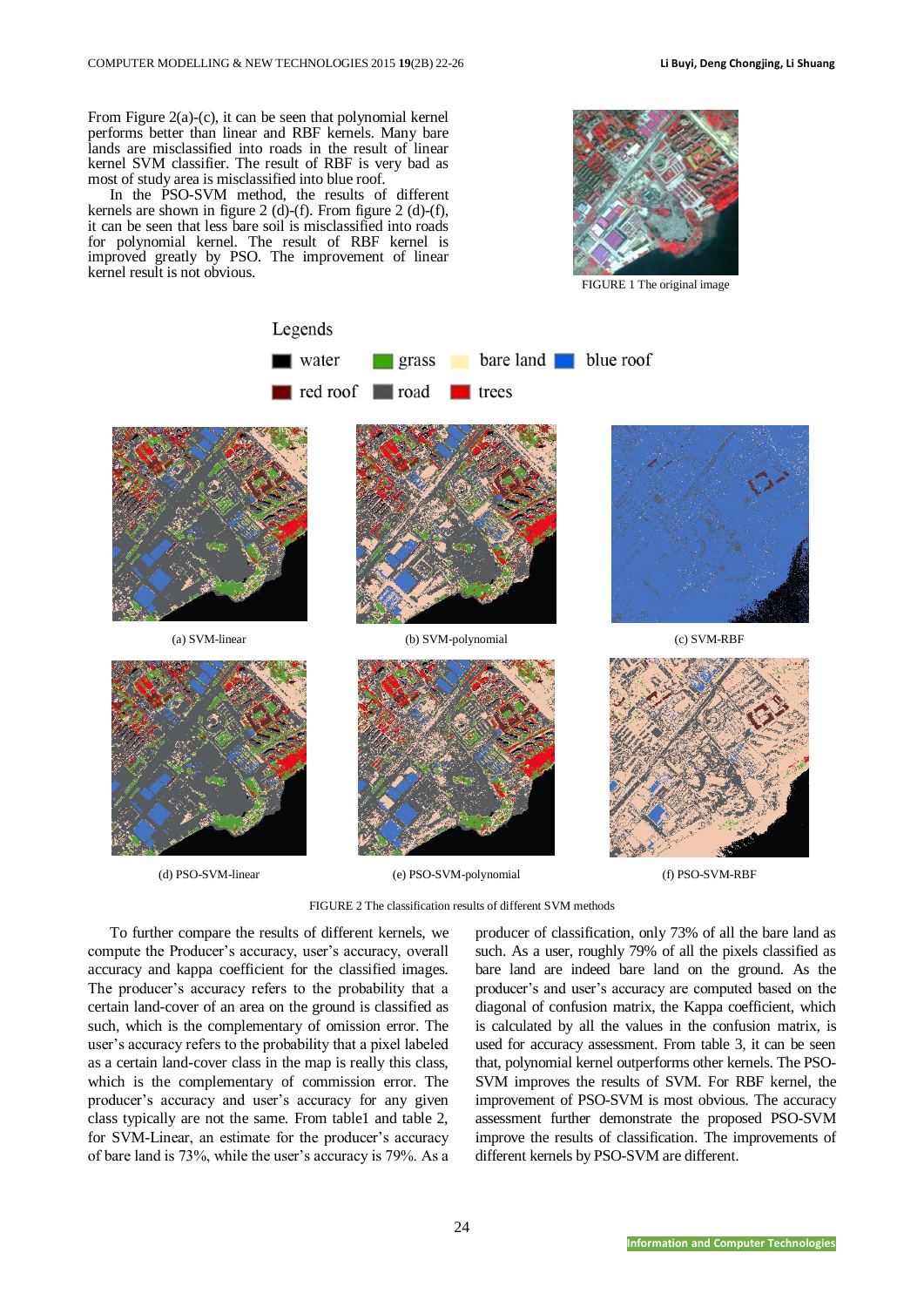From Figure 2(a)-(c), it can be seen that polynomial kernel performs better than linear and RBF kernels. Many bare lands are misclassified into roads in the result of linear kernel SVM classifier. The result of RBF is very bad as most of study area is misclassified into blue roof.

In the PSO-SVM method, the results of different kernels are shown in figure 2 (d)-(f). From figure 2 (d)-(f), it can be seen that less bare soil is misclassified into roads for polynomial kernel. The result of RBF kernel is improved greatly by PSO. The improvement of linear kernel result is not obvious.

FIGURE 1 The original image

Legends

water, grass, bare land, blue roof, red roof, road, trees

(a) SVM-linear

(b) SVM-polynomial

(c) SVM-RBF

(d) PSO-SVM-linear

(e) PSO-SVM-polynomial

(f) PSO-SVM-RBF

FIGURE 2 The classification results of different SVM methods

To further compare the results of different kernels, we compute the Producer's accuracy, user's accuracy, overall accuracy and kappa coefficient for the classified images. The producer's accuracy refers to the probability that a certain land-cover of an area on the ground is classified as such, which is the complementary of omission error. The user's accuracy refers to the probability that a pixel labeled as a certain land-cover class in the map is really this class, which is the complementary of commission error. The producer's accuracy and user's accuracy for any given class typically are not the same. From table1 and table 2, for SVM-Linear, an estimate for the producer's accuracy of bare land is 73%, while the user's accuracy is 79%. As a producer of classification, only 73% of all the bare land as such. As a user, roughly 79% of all the pixels classified as bare land are indeed bare land on the ground. As the producer's and user's accuracy are computed based on the diagonal of confusion matrix, the Kappa coefficient, which is calculated by all the values in the confusion matrix, is used for accuracy assessment. From table 3, it can be seen that, polynomial kernel outperforms other kernels. The PSO-SVM improves the results of SVM. For RBF kernel, the improvement of PSO-SVM is most obvious. The accuracy assessment further demonstrate the proposed PSO-SVM improve the results of classification. The improvements of different kernels by PSO-SVM are different.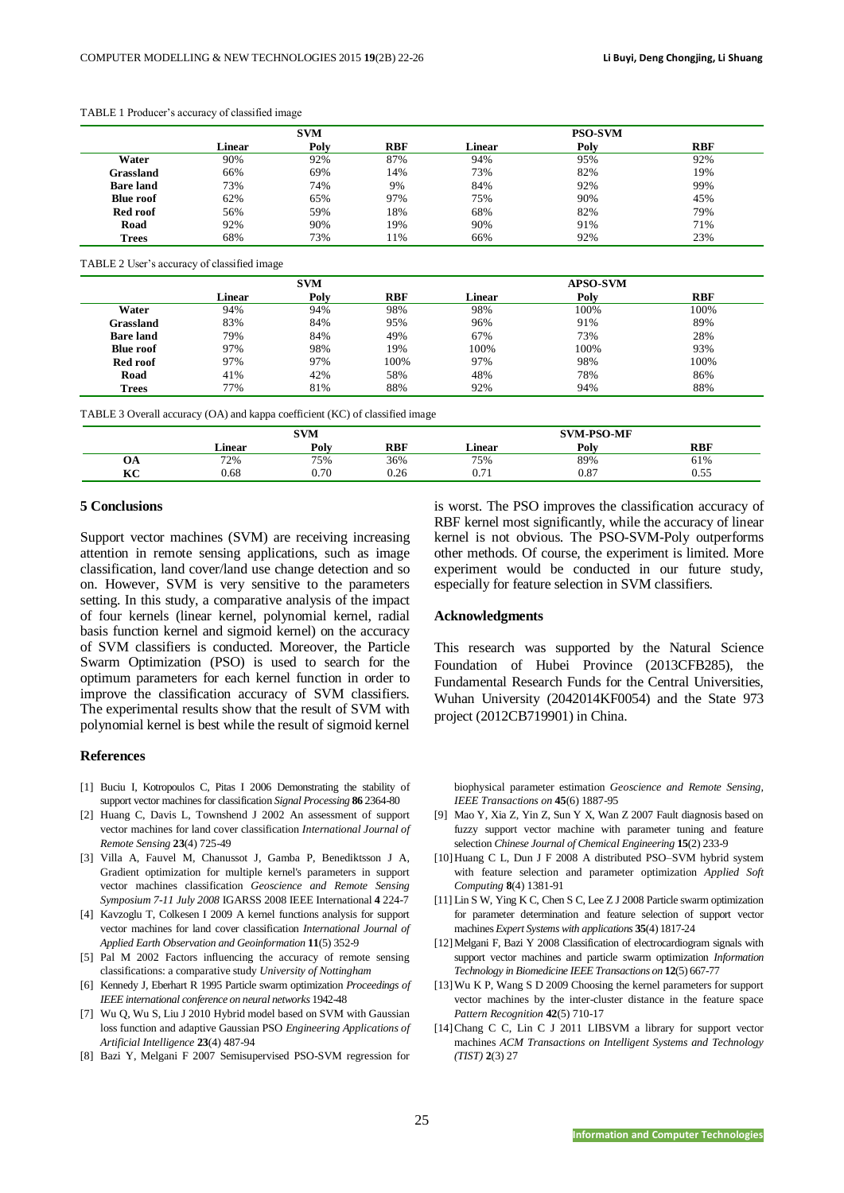TABLE 1 Producer's accuracy of classified image

| | SVM | | | PSO-SVM | | |
|---|---|---|---|---|---|---|
| | **Linear** | **Poly** | **RBF** | **Linear** | **Poly** | **RBF** |
| **Water** | 90% | 92% | 87% | 94% | 95% | 92% |
| **Grassland** | 66% | 69% | 14% | 73% | 82% | 19% |
| **Bare land** | 73% | 74% | 9% | 84% | 92% | 99% |
| **Blue roof** | 62% | 65% | 97% | 75% | 90% | 45% |
| **Red roof** | 56% | 59% | 18% | 68% | 82% | 79% |
| **Road** | 92% | 90% | 19% | 90% | 91% | 71% |
| **Trees** | 68% | 73% | 11% | 66% | 92% | 23% |

TABLE 2 User's accuracy of classified image

| | SVM | | | APSO-SVM | | |
|---|---|---|---|---|---|---|
| | **Linear** | **Poly** | **RBF** | **Linear** | **Poly** | **RBF** |
| **Water** | 94% | 94% | 98% | 98% | 100% | 100% |
| **Grassland** | 83% | 84% | 95% | 96% | 91% | 89% |
| **Bare land** | 79% | 84% | 49% | 67% | 73% | 28% |
| **Blue roof** | 97% | 98% | 19% | 100% | 100% | 93% |
| **Red roof** | 97% | 97% | 100% | 97% | 98% | 100% |
| **Road** | 41% | 42% | 58% | 48% | 78% | 86% |
| **Trees** | 77% | 81% | 88% | 92% | 94% | 88% |

TABLE 3 Overall accuracy (OA) and kappa coefficient (KC) of classified image

| | SVM | | | SVM-PSO-MF | | |
|---|---|---|---|---|---|---|
| | **Linear** | **Poly** | **RBF** | **Linear** | **Poly** | **RBF** |
| **OA** | 72% | 75% | 36% | 75% | 89% | 61% |
| **KC** | 0.68 | 0.70 | 0.26 | 0.71 | 0.87 | 0.55 |

## 5 Conclusions

Support vector machines (SVM) are receiving increasing attention in remote sensing applications, such as image classification, land cover/land use change detection and so on. However, SVM is very sensitive to the parameters setting. In this study, a comparative analysis of the impact of four kernels (linear kernel, polynomial kernel, radial basis function kernel and sigmoid kernel) on the accuracy of SVM classifiers is conducted. Moreover, the Particle Swarm Optimization (PSO) is used to search for the optimum parameters for each kernel function in order to improve the classification accuracy of SVM classifiers. The experimental results show that the result of SVM with polynomial kernel is best while the result of sigmoid kernel is worst. The PSO improves the classification accuracy of RBF kernel most significantly, while the accuracy of linear kernel is not obvious. The PSO-SVM-Poly outperforms other methods. Of course, the experiment is limited. More experiment would be conducted in our future study, especially for feature selection in SVM classifiers.

## Acknowledgments

This research was supported by the Natural Science Foundation of Hubei Province (2013CFB285), the Fundamental Research Funds for the Central Universities, Wuhan University (2042014KF0054) and the State 973 project (2012CB719901) in China.

## References

[1] Buciu I, Kotropoulos C, Pitas I 2006 Demonstrating the stability of support vector machines for classification *Signal Processing* **86** 2364-80

[2] Huang C, Davis L, Townshend J 2002 An assessment of support vector machines for land cover classification *International Journal of Remote Sensing* **23**(4) 725-49

[3] Villa A, Fauvel M, Chanussot J, Gamba P, Benediktsson J A, Gradient optimization for multiple kernel's parameters in support vector machines classification *Geoscience and Remote Sensing Symposium 7-11 July 2008* IGARSS 2008 IEEE International **4** 224-7

[4] Kavzoglu T, Colkesen I 2009 A kernel functions analysis for support vector machines for land cover classification *International Journal of Applied Earth Observation and Geoinformation* **11**(5) 352-9

[5] Pal M 2002 Factors influencing the accuracy of remote sensing classifications: a comparative study *University of Nottingham*

[6] Kennedy J, Eberhart R 1995 Particle swarm optimization *Proceedings of IEEE international conference on neural networks* 1942-48

[7] Wu Q, Wu S, Liu J 2010 Hybrid model based on SVM with Gaussian loss function and adaptive Gaussian PSO *Engineering Applications of Artificial Intelligence* **23**(4) 487-94

[8] Bazi Y, Melgani F 2007 Semisupervised PSO-SVM regression for biophysical parameter estimation *Geoscience and Remote Sensing, IEEE Transactions on* **45**(6) 1887-95

[9] Mao Y, Xia Z, Yin Z, Sun Y X, Wan Z 2007 Fault diagnosis based on fuzzy support vector machine with parameter tuning and feature selection *Chinese Journal of Chemical Engineering* **15**(2) 233-9

[10] Huang C L, Dun J F 2008 A distributed PSO–SVM hybrid system with feature selection and parameter optimization *Applied Soft Computing* **8**(4) 1381-91

[11] Lin S W, Ying K C, Chen S C, Lee Z J 2008 Particle swarm optimization for parameter determination and feature selection of support vector machines *Expert Systems with applications* **35**(4) 1817-24

[12] Melgani F, Bazi Y 2008 Classification of electrocardiogram signals with support vector machines and particle swarm optimization *Information Technology in Biomedicine IEEE Transactions on* **12**(5) 667-77

[13] Wu K P, Wang S D 2009 Choosing the kernel parameters for support vector machines by the inter-cluster distance in the feature space *Pattern Recognition* **42**(5) 710-17

[14] Chang C C, Lin C J 2011 LIBSVM a library for support vector machines *ACM Transactions on Intelligent Systems and Technology (TIST)* **2**(3) 27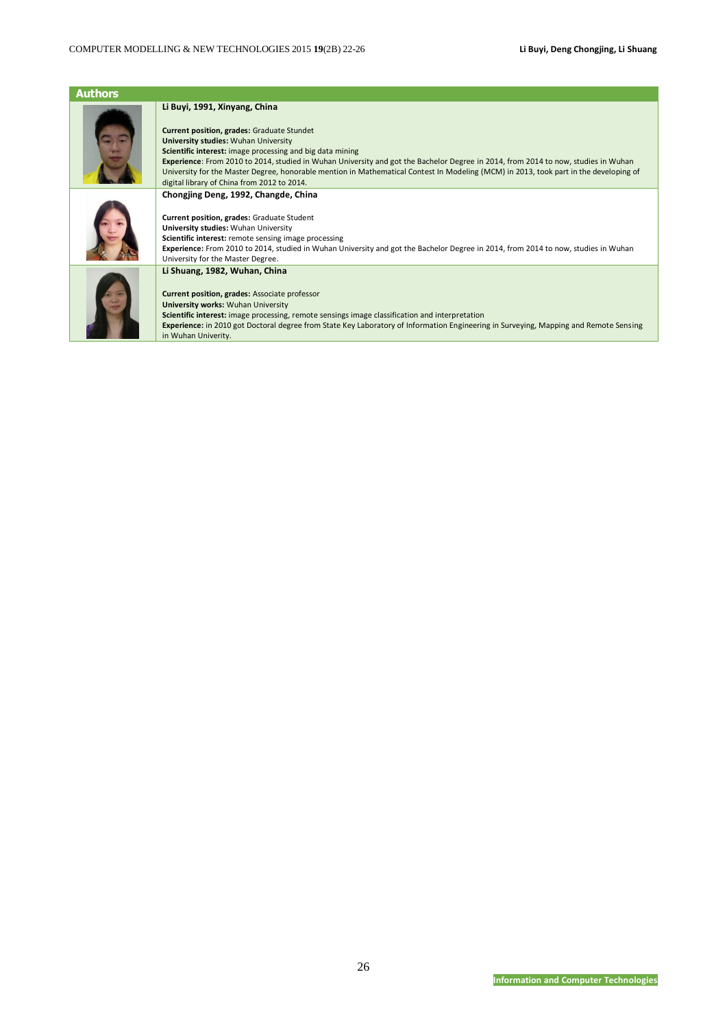## Authors

**Li Buyi, 1991, Xinyang, China**

**Current position, grades:** Graduate Stundet
**University studies:** Wuhan University
**Scientific interest:** image processing and big data mining
**Experience**: From 2010 to 2014, studied in Wuhan University and got the Bachelor Degree in 2014, from 2014 to now, studies in Wuhan University for the Master Degree, honorable mention in Mathematical Contest In Modeling (MCM) in 2013, took part in the developing of digital library of China from 2012 to 2014.

**Chongjing Deng, 1992, Changde, China**

**Current position, grades:** Graduate Student
**University studies:** Wuhan University
**Scientific interest:** remote sensing image processing
**Experience:** From 2010 to 2014, studied in Wuhan University and got the Bachelor Degree in 2014, from 2014 to now, studies in Wuhan University for the Master Degree.

**Li Shuang, 1982, Wuhan, China**

**Current position, grades:** Associate professor
**University works:** Wuhan University
**Scientific interest:** image processing, remote sensings image classification and interpretation
**Experience:** in 2010 got Doctoral degree from State Key Laboratory of Information Engineering in Surveying, Mapping and Remote Sensing in Wuhan Univerity.